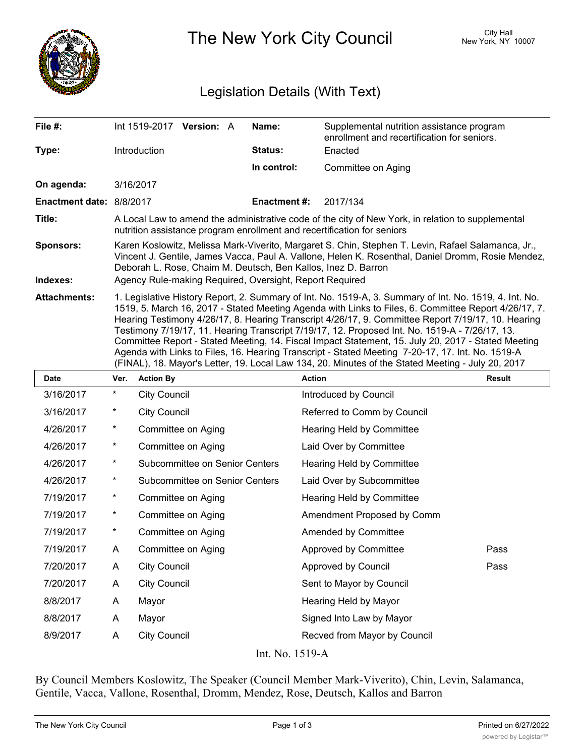# The New York City Council

City Hall
New York, NY 10007

## Legislation Details (With Text)

| | | | |
|---|---|---|---|
| **File #:** | Int 1519-2017 **Version:** A | **Name:** | Supplemental nutrition assistance program enrollment and recertification for seniors. |
| **Type:** | Introduction | **Status:** | Enacted |
| | | **In control:** | Committee on Aging |
| **On agenda:** | 3/16/2017 | | |
| **Enactment date:** | 8/8/2017 | **Enactment #:** | 2017/134 |

**Title:** A Local Law to amend the administrative code of the city of New York, in relation to supplemental nutrition assistance program enrollment and recertification for seniors

**Sponsors:** Karen Koslowitz, Melissa Mark-Viverito, Margaret S. Chin, Stephen T. Levin, Rafael Salamanca, Jr., Vincent J. Gentile, James Vacca, Paul A. Vallone, Helen K. Rosenthal, Daniel Dromm, Rosie Mendez, Deborah L. Rose, Chaim M. Deutsch, Ben Kallos, Inez D. Barron

**Indexes:** Agency Rule-making Required, Oversight, Report Required

**Attachments:** 1. Legislative History Report, 2. Summary of Int. No. 1519-A, 3. Summary of Int. No. 1519, 4. Int. No. 1519, 5. March 16, 2017 - Stated Meeting Agenda with Links to Files, 6. Committee Report 4/26/17, 7. Hearing Testimony 4/26/17, 8. Hearing Transcript 4/26/17, 9. Committee Report 7/19/17, 10. Hearing Testimony 7/19/17, 11. Hearing Transcript 7/19/17, 12. Proposed Int. No. 1519-A - 7/26/17, 13. Committee Report - Stated Meeting, 14. Fiscal Impact Statement, 15. July 20, 2017 - Stated Meeting Agenda with Links to Files, 16. Hearing Transcript - Stated Meeting 7-20-17, 17. Int. No. 1519-A (FINAL), 18. Mayor's Letter, 19. Local Law 134, 20. Minutes of the Stated Meeting - July 20, 2017

| Date | Ver. | Action By | Action | Result |
|---|---|---|---|---|
| 3/16/2017 | * | City Council | Introduced by Council | |
| 3/16/2017 | * | City Council | Referred to Comm by Council | |
| 4/26/2017 | * | Committee on Aging | Hearing Held by Committee | |
| 4/26/2017 | * | Committee on Aging | Laid Over by Committee | |
| 4/26/2017 | * | Subcommittee on Senior Centers | Hearing Held by Committee | |
| 4/26/2017 | * | Subcommittee on Senior Centers | Laid Over by Subcommittee | |
| 7/19/2017 | * | Committee on Aging | Hearing Held by Committee | |
| 7/19/2017 | * | Committee on Aging | Amendment Proposed by Comm | |
| 7/19/2017 | * | Committee on Aging | Amended by Committee | |
| 7/19/2017 | A | Committee on Aging | Approved by Committee | Pass |
| 7/20/2017 | A | City Council | Approved by Council | Pass |
| 7/20/2017 | A | City Council | Sent to Mayor by Council | |
| 8/8/2017 | A | Mayor | Hearing Held by Mayor | |
| 8/8/2017 | A | Mayor | Signed Into Law by Mayor | |
| 8/9/2017 | A | City Council | Recved from Mayor by Council | |

Int. No. 1519-A

By Council Members Koslowitz, The Speaker (Council Member Mark-Viverito), Chin, Levin, Salamanca, Gentile, Vacca, Vallone, Rosenthal, Dromm, Mendez, Rose, Deutsch, Kallos and Barron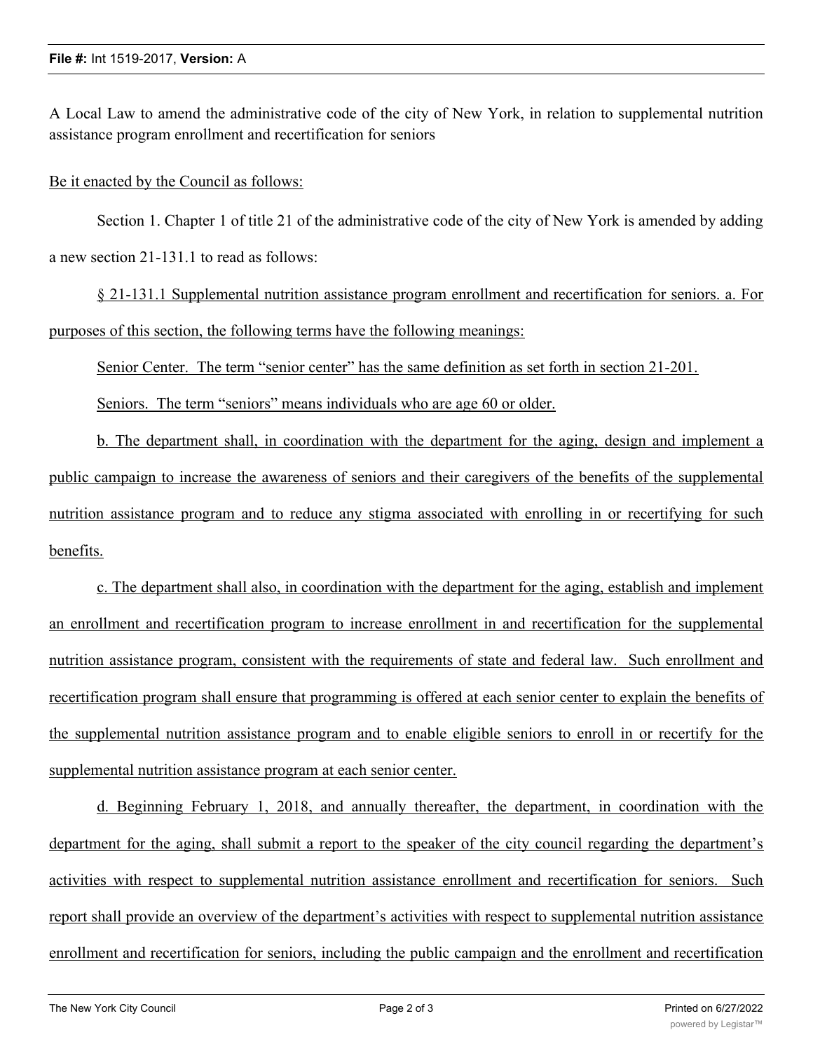A Local Law to amend the administrative code of the city of New York, in relation to supplemental nutrition assistance program enrollment and recertification for seniors

Be it enacted by the Council as follows:

Section 1. Chapter 1 of title 21 of the administrative code of the city of New York is amended by adding a new section 21-131.1 to read as follows:

§ 21-131.1 Supplemental nutrition assistance program enrollment and recertification for seniors. a. For purposes of this section, the following terms have the following meanings:

Senior Center. The term "senior center" has the same definition as set forth in section 21-201.

Seniors. The term "seniors" means individuals who are age 60 or older.

b. The department shall, in coordination with the department for the aging, design and implement a public campaign to increase the awareness of seniors and their caregivers of the benefits of the supplemental nutrition assistance program and to reduce any stigma associated with enrolling in or recertifying for such benefits.

c. The department shall also, in coordination with the department for the aging, establish and implement an enrollment and recertification program to increase enrollment in and recertification for the supplemental nutrition assistance program, consistent with the requirements of state and federal law. Such enrollment and recertification program shall ensure that programming is offered at each senior center to explain the benefits of the supplemental nutrition assistance program and to enable eligible seniors to enroll in or recertify for the supplemental nutrition assistance program at each senior center.

d. Beginning February 1, 2018, and annually thereafter, the department, in coordination with the department for the aging, shall submit a report to the speaker of the city council regarding the department's activities with respect to supplemental nutrition assistance enrollment and recertification for seniors. Such report shall provide an overview of the department's activities with respect to supplemental nutrition assistance enrollment and recertification for seniors, including the public campaign and the enrollment and recertification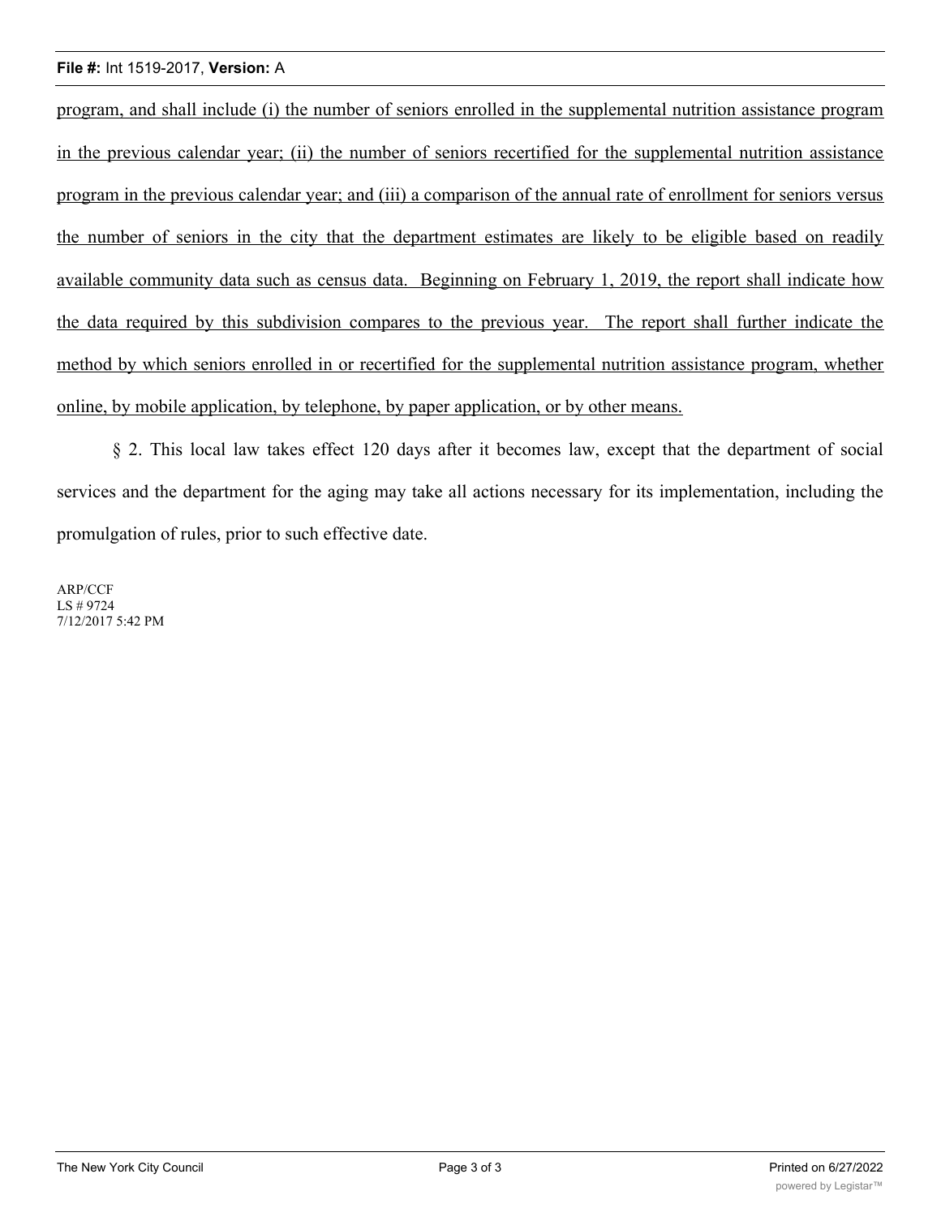program, and shall include (i) the number of seniors enrolled in the supplemental nutrition assistance program in the previous calendar year; (ii) the number of seniors recertified for the supplemental nutrition assistance program in the previous calendar year; and (iii) a comparison of the annual rate of enrollment for seniors versus the number of seniors in the city that the department estimates are likely to be eligible based on readily available community data such as census data. Beginning on February 1, 2019, the report shall indicate how the data required by this subdivision compares to the previous year. The report shall further indicate the method by which seniors enrolled in or recertified for the supplemental nutrition assistance program, whether online, by mobile application, by telephone, by paper application, or by other means.

§ 2. This local law takes effect 120 days after it becomes law, except that the department of social services and the department for the aging may take all actions necessary for its implementation, including the promulgation of rules, prior to such effective date.

ARP/CCF
LS # 9724
7/12/2017 5:42 PM